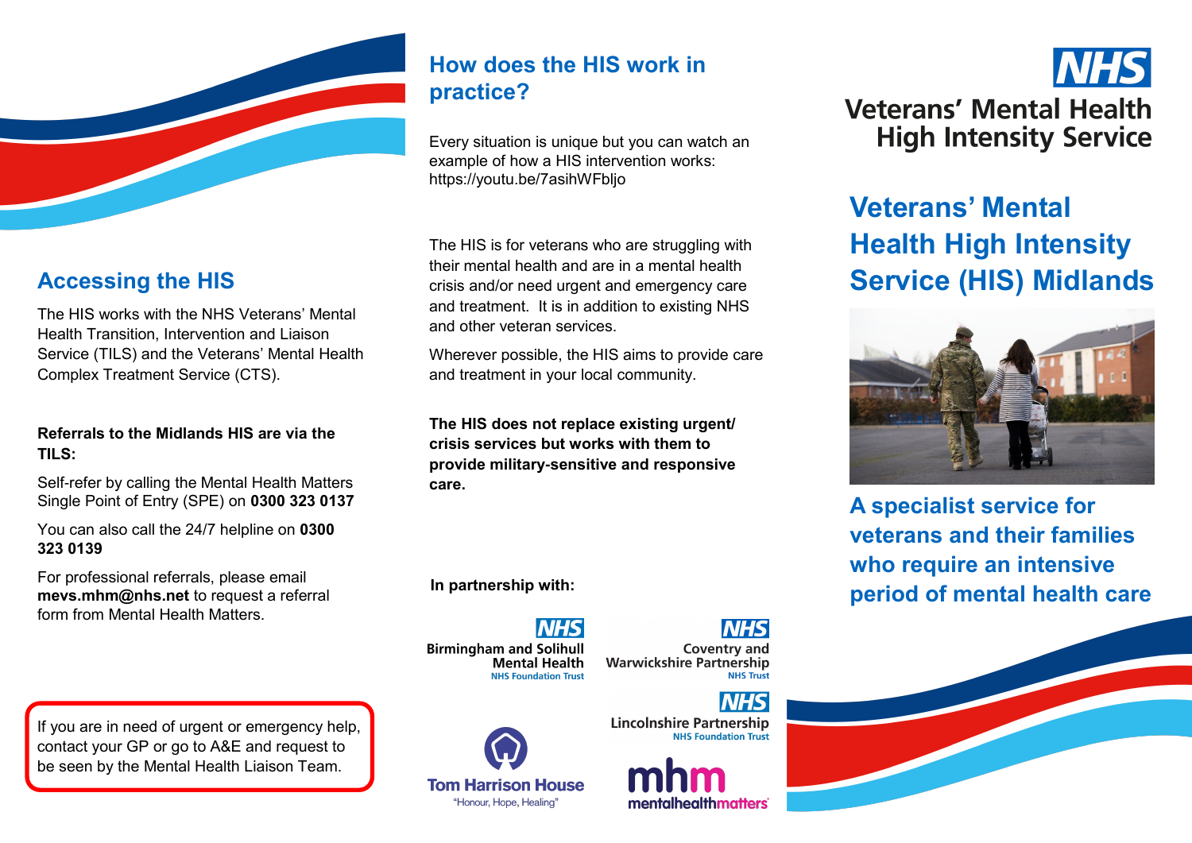# NHS Veterans' Mental Health High Intensity Service

## Veterans' Mental Health High Intensity Service (HIS) Midlands

**A specialist service for veterans and their families who require an intensive period of mental health care**

## Accessing the HIS

The HIS works with the NHS Veterans' Mental Health Transition, Intervention and Liaison Service (TILS) and the Veterans' Mental Health Complex Treatment Service (CTS).

**Referrals to the Midlands HIS are via the TILS:**

Self-refer by calling the Mental Health Matters Single Point of Entry (SPE) on **0300 323 0137**

You can also call the 24/7 helpline on **0300 323 0139**

For professional referrals, please email **mevs.mhm@nhs.net** to request a referral form from Mental Health Matters.

If you are in need of urgent or emergency help, contact your GP or go to A&E and request to be seen by the Mental Health Liaison Team.

## How does the HIS work in practice?

Every situation is unique but you can watch an example of how a HIS intervention works: https://youtu.be/7asihWFbljo

The HIS is for veterans who are struggling with their mental health and are in a mental health crisis and/or need urgent and emergency care and treatment. It is in addition to existing NHS and other veteran services.

Wherever possible, the HIS aims to provide care and treatment in your local community.

**The HIS does not replace existing urgent/ crisis services but works with them to provide military-sensitive and responsive care.**

**In partnership with:**

- NHS Birmingham and Solihull Mental Health NHS Foundation Trust
- NHS Coventry and Warwickshire Partnership NHS Trust
- NHS Lincolnshire Partnership NHS Foundation Trust
- Tom Harrison House "Honour, Hope, Healing"
- mhm mentalhealthmatters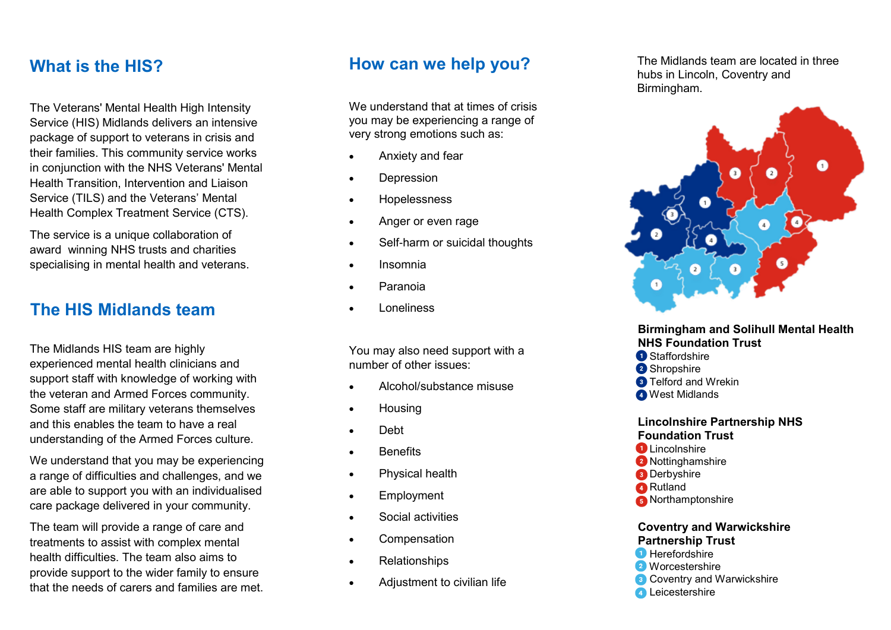## What is the HIS?

The Veterans' Mental Health High Intensity Service (HIS) Midlands delivers an intensive package of support to veterans in crisis and their families. This community service works in conjunction with the NHS Veterans' Mental Health Transition, Intervention and Liaison Service (TILS) and the Veterans' Mental Health Complex Treatment Service (CTS).

The service is a unique collaboration of award winning NHS trusts and charities specialising in mental health and veterans.

## The HIS Midlands team

The Midlands HIS team are highly experienced mental health clinicians and support staff with knowledge of working with the veteran and Armed Forces community. Some staff are military veterans themselves and this enables the team to have a real understanding of the Armed Forces culture.

We understand that you may be experiencing a range of difficulties and challenges, and we are able to support you with an individualised care package delivered in your community.

The team will provide a range of care and treatments to assist with complex mental health difficulties. The team also aims to provide support to the wider family to ensure that the needs of carers and families are met.

## How can we help you?

We understand that at times of crisis you may be experiencing a range of very strong emotions such as:

- Anxiety and fear
- Depression
- Hopelessness
- Anger or even rage
- Self-harm or suicidal thoughts
- Insomnia
- Paranoia
- Loneliness

You may also need support with a number of other issues:

- Alcohol/substance misuse
- Housing
- Debt
- Benefits
- Physical health
- Employment
- Social activities
- Compensation
- Relationships
- Adjustment to civilian life

The Midlands team are located in three hubs in Lincoln, Coventry and Birmingham.

**Birmingham and Solihull Mental Health NHS Foundation Trust**

1. Staffordshire
2. Shropshire
3. Telford and Wrekin
4. West Midlands

**Lincolnshire Partnership NHS Foundation Trust**

1. Lincolnshire
2. Nottinghamshire
3. Derbyshire
4. Rutland
5. Northamptonshire

**Coventry and Warwickshire Partnership Trust**

1. Herefordshire
2. Worcestershire
3. Coventry and Warwickshire
4. Leicestershire